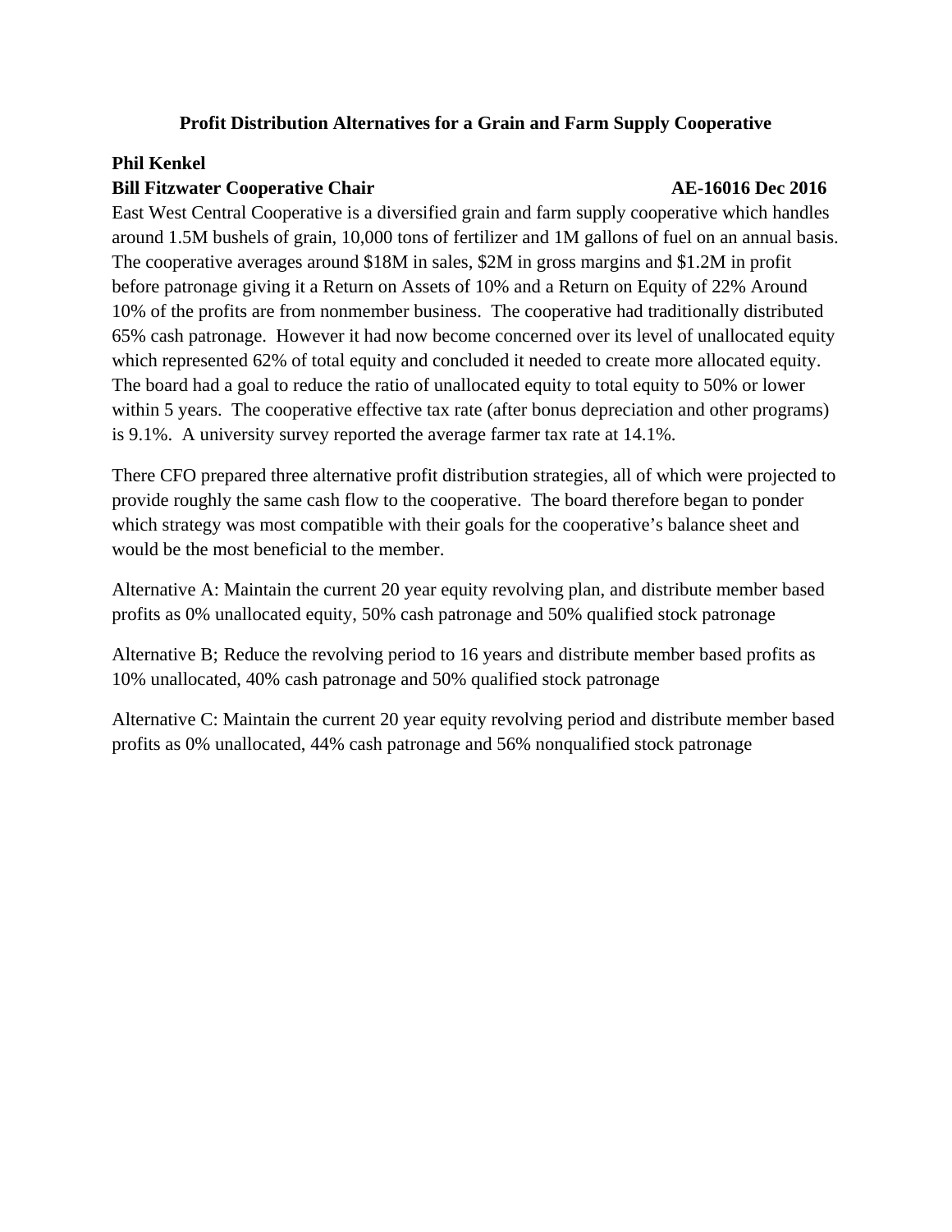# Profit Distribution Alternatives for a Grain and Farm Supply Cooperative

**Phil Kenkel**
**Bill Fitzwater Cooperative Chair** **AE-16016 Dec 2016**

East West Central Cooperative is a diversified grain and farm supply cooperative which handles around 1.5M bushels of grain, 10,000 tons of fertilizer and 1M gallons of fuel on an annual basis. The cooperative averages around $18M in sales, $2M in gross margins and $1.2M in profit before patronage giving it a Return on Assets of 10% and a Return on Equity of 22% Around 10% of the profits are from nonmember business. The cooperative had traditionally distributed 65% cash patronage. However it had now become concerned over its level of unallocated equity which represented 62% of total equity and concluded it needed to create more allocated equity. The board had a goal to reduce the ratio of unallocated equity to total equity to 50% or lower within 5 years. The cooperative effective tax rate (after bonus depreciation and other programs) is 9.1%. A university survey reported the average farmer tax rate at 14.1%.

There CFO prepared three alternative profit distribution strategies, all of which were projected to provide roughly the same cash flow to the cooperative. The board therefore began to ponder which strategy was most compatible with their goals for the cooperative's balance sheet and would be the most beneficial to the member.

Alternative A: Maintain the current 20 year equity revolving plan, and distribute member based profits as 0% unallocated equity, 50% cash patronage and 50% qualified stock patronage

Alternative B; Reduce the revolving period to 16 years and distribute member based profits as 10% unallocated, 40% cash patronage and 50% qualified stock patronage

Alternative C: Maintain the current 20 year equity revolving period and distribute member based profits as 0% unallocated, 44% cash patronage and 56% nonqualified stock patronage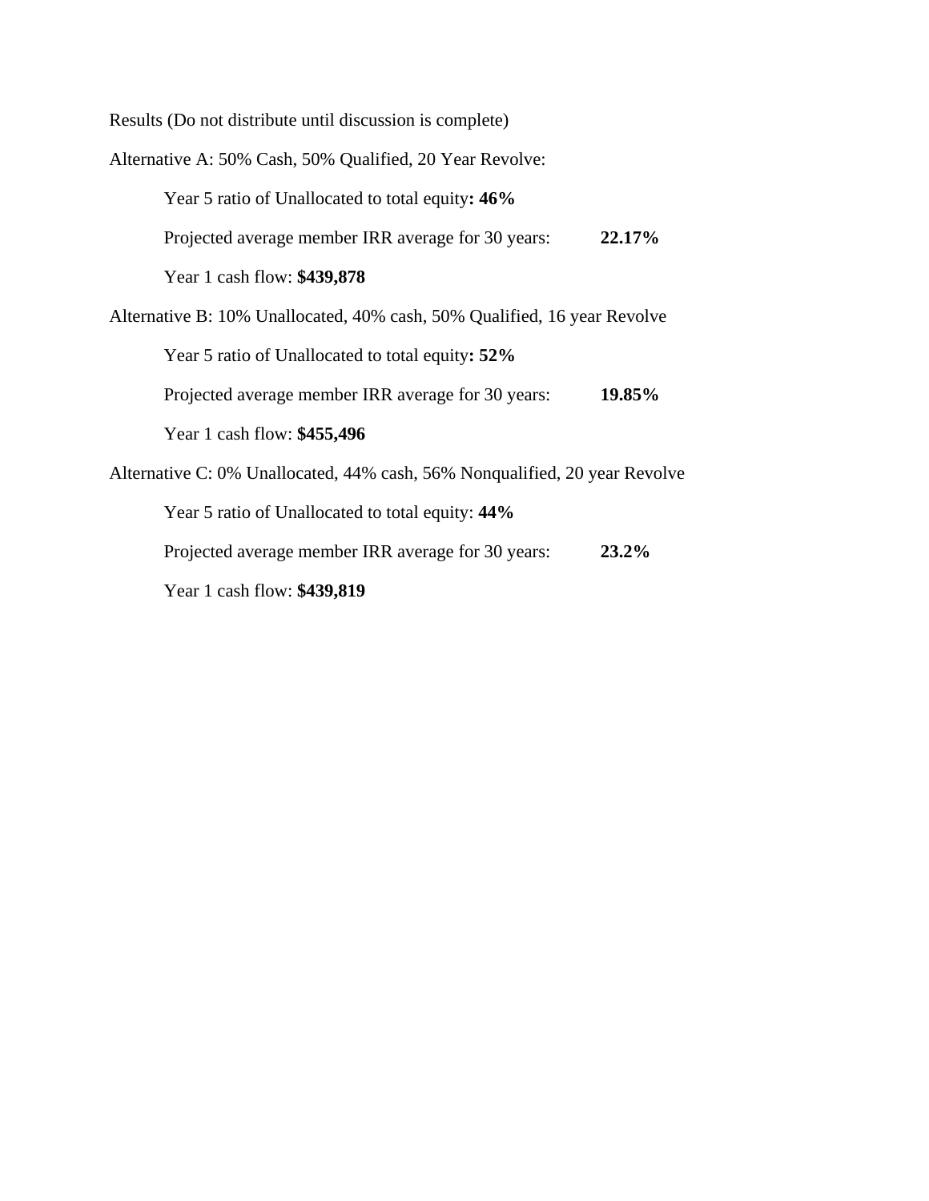Results (Do not distribute until discussion is complete)

Alternative A: 50% Cash, 50% Qualified, 20 Year Revolve:

Year 5 ratio of Unallocated to total equity**: 46%**

Projected average member IRR average for 30 years: **22.17%**

Year 1 cash flow: **$439,878**

Alternative B: 10% Unallocated, 40% cash, 50% Qualified, 16 year Revolve

Year 5 ratio of Unallocated to total equity**: 52%**

Projected average member IRR average for 30 years: **19.85%**

Year 1 cash flow: **$455,496**

Alternative C: 0% Unallocated, 44% cash, 56% Nonqualified, 20 year Revolve

Year 5 ratio of Unallocated to total equity: **44%**

Projected average member IRR average for 30 years: **23.2%**

Year 1 cash flow: **$439,819**